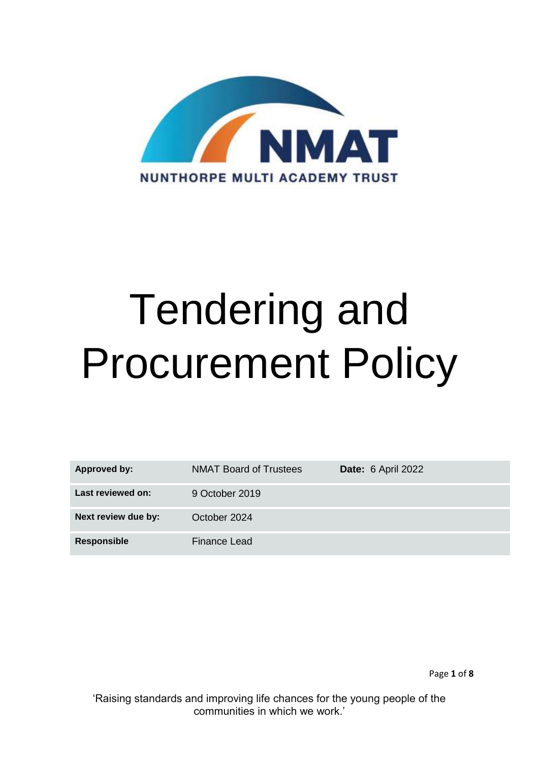NMAT

NUNTHORPE MULTI ACADEMY TRUST

# Tendering and Procurement Policy

| | | |
|---|---|---|
| **Approved by:** | NMAT Board of Trustees | **Date:** 6 April 2022 |
| **Last reviewed on:** | 9 October 2019 | |
| **Next review due by:** | October 2024 | |
| **Responsible** | Finance Lead | |

'Raising standards and improving life chances for the young people of the communities in which we work.'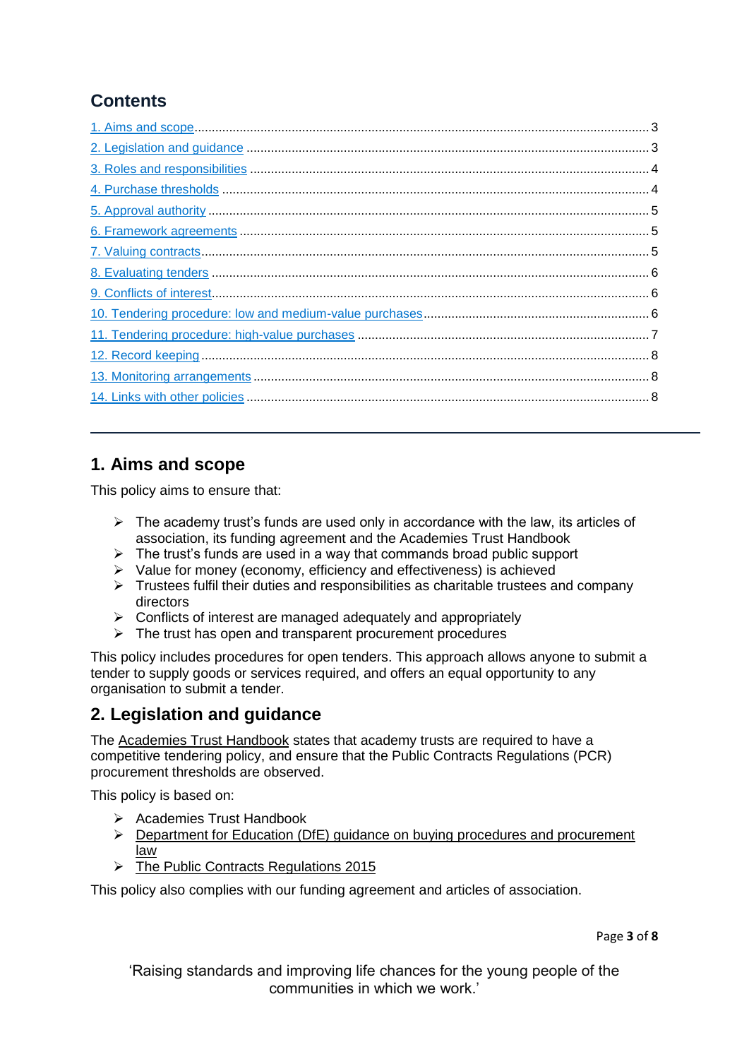## Contents

1. Aims and scope .......... 3
2. Legislation and guidance .......... 3
3. Roles and responsibilities .......... 4
4. Purchase thresholds .......... 4
5. Approval authority .......... 5
6. Framework agreements .......... 5
7. Valuing contracts .......... 5
8. Evaluating tenders .......... 6
9. Conflicts of interest .......... 6
10. Tendering procedure: low and medium-value purchases .......... 6
11. Tendering procedure: high-value purchases .......... 7
12. Record keeping .......... 8
13. Monitoring arrangements .......... 8
14. Links with other policies .......... 8

---

## 1. Aims and scope

This policy aims to ensure that:

- The academy trust's funds are used only in accordance with the law, its articles of association, its funding agreement and the Academies Trust Handbook
- The trust's funds are used in a way that commands broad public support
- Value for money (economy, efficiency and effectiveness) is achieved
- Trustees fulfil their duties and responsibilities as charitable trustees and company directors
- Conflicts of interest are managed adequately and appropriately
- The trust has open and transparent procurement procedures

This policy includes procedures for open tenders. This approach allows anyone to submit a tender to supply goods or services required, and offers an equal opportunity to any organisation to submit a tender.

## 2. Legislation and guidance

The Academies Trust Handbook states that academy trusts are required to have a competitive tendering policy, and ensure that the Public Contracts Regulations (PCR) procurement thresholds are observed.

This policy is based on:

- Academies Trust Handbook
- Department for Education (DfE) guidance on buying procedures and procurement law
- The Public Contracts Regulations 2015

This policy also complies with our funding agreement and articles of association.

'Raising standards and improving life chances for the young people of the communities in which we work.'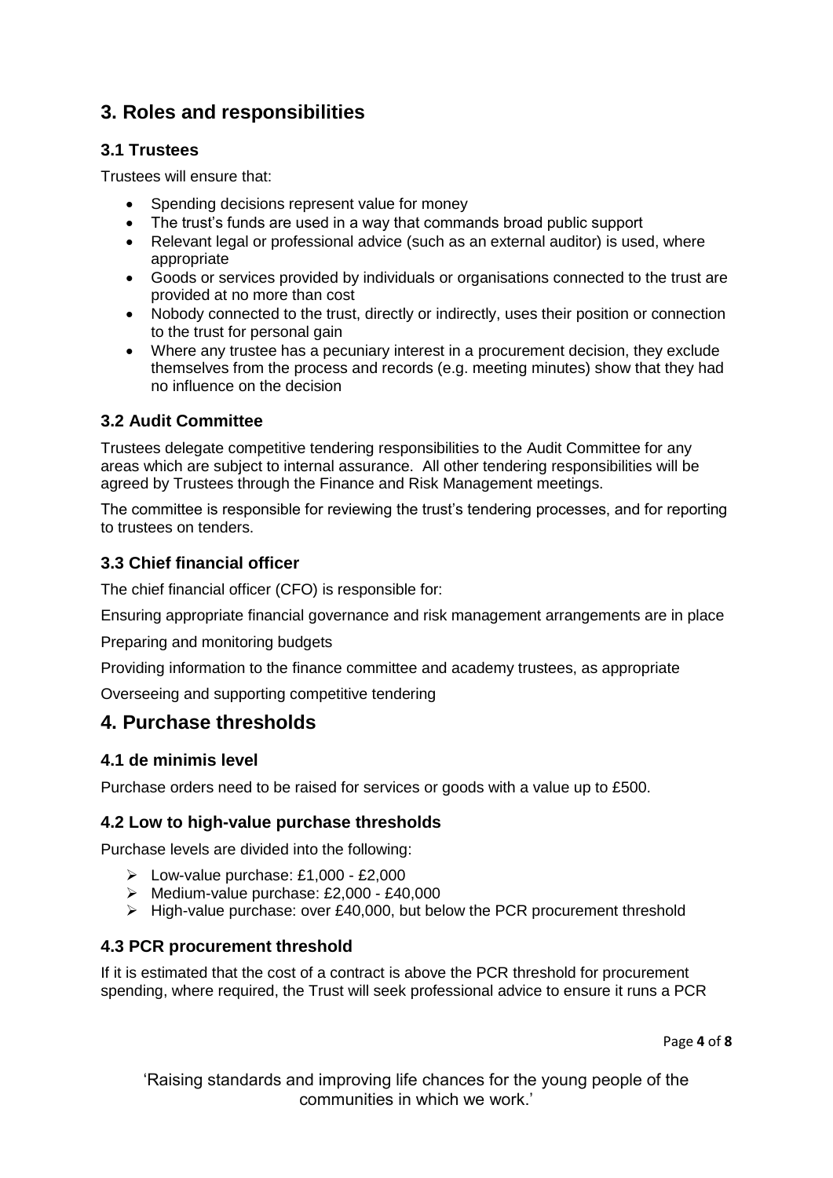## 3. Roles and responsibilities

### 3.1 Trustees

Trustees will ensure that:

- Spending decisions represent value for money
- The trust's funds are used in a way that commands broad public support
- Relevant legal or professional advice (such as an external auditor) is used, where appropriate
- Goods or services provided by individuals or organisations connected to the trust are provided at no more than cost
- Nobody connected to the trust, directly or indirectly, uses their position or connection to the trust for personal gain
- Where any trustee has a pecuniary interest in a procurement decision, they exclude themselves from the process and records (e.g. meeting minutes) show that they had no influence on the decision

### 3.2 Audit Committee

Trustees delegate competitive tendering responsibilities to the Audit Committee for any areas which are subject to internal assurance. All other tendering responsibilities will be agreed by Trustees through the Finance and Risk Management meetings.

The committee is responsible for reviewing the trust's tendering processes, and for reporting to trustees on tenders.

### 3.3 Chief financial officer

The chief financial officer (CFO) is responsible for:

Ensuring appropriate financial governance and risk management arrangements are in place

Preparing and monitoring budgets

Providing information to the finance committee and academy trustees, as appropriate

Overseeing and supporting competitive tendering

## 4. Purchase thresholds

### 4.1 de minimis level

Purchase orders need to be raised for services or goods with a value up to £500.

### 4.2 Low to high-value purchase thresholds

Purchase levels are divided into the following:

- Low-value purchase: £1,000 - £2,000
- Medium-value purchase: £2,000 - £40,000
- High-value purchase: over £40,000, but below the PCR procurement threshold

### 4.3 PCR procurement threshold

If it is estimated that the cost of a contract is above the PCR threshold for procurement spending, where required, the Trust will seek professional advice to ensure it runs a PCR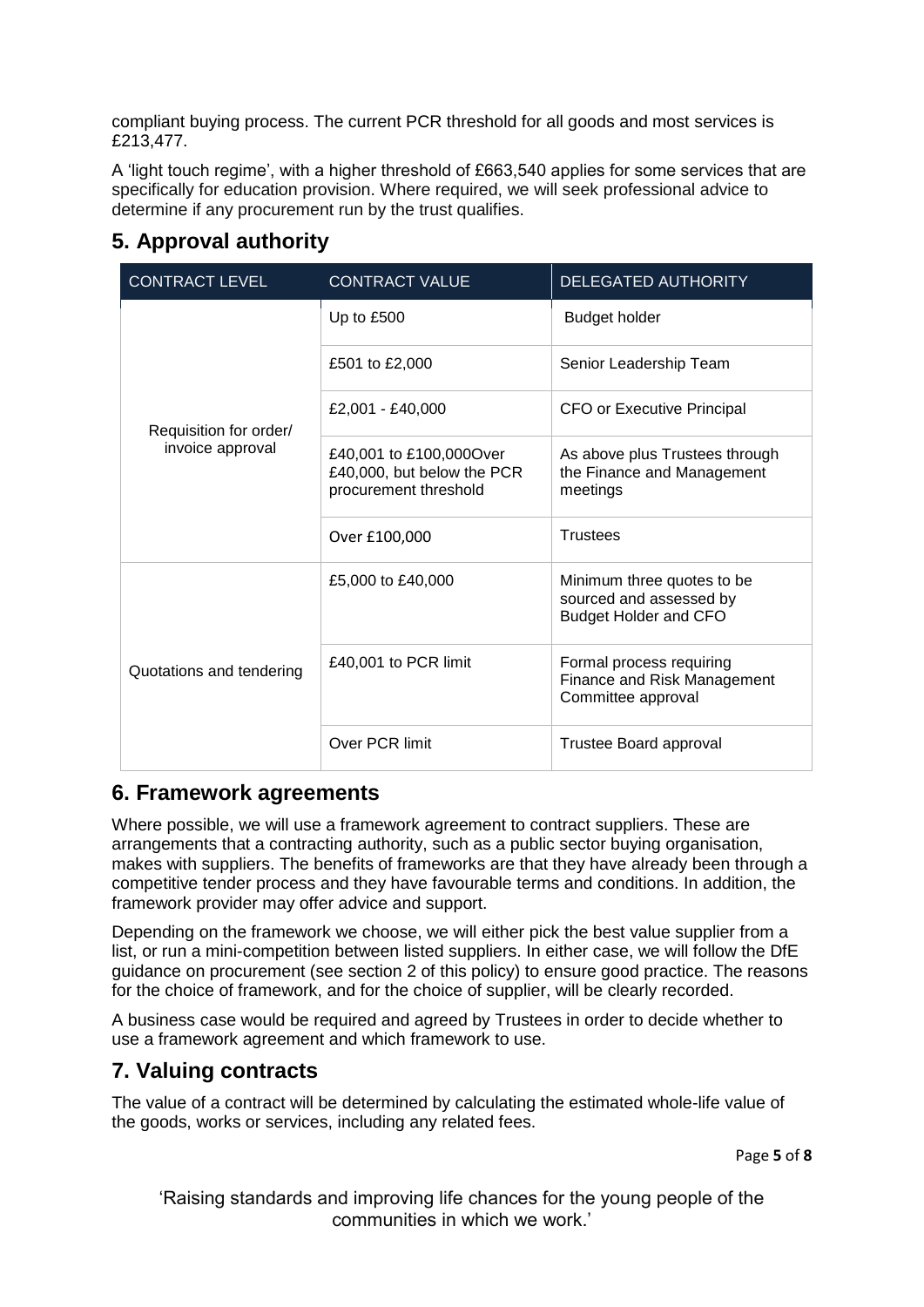compliant buying process. The current PCR threshold for all goods and most services is £213,477.

A 'light touch regime', with a higher threshold of £663,540 applies for some services that are specifically for education provision. Where required, we will seek professional advice to determine if any procurement run by the trust qualifies.

## 5. Approval authority

| CONTRACT LEVEL | CONTRACT VALUE | DELEGATED AUTHORITY |
|---|---|---|
| Requisition for order/ invoice approval | Up to £500 | Budget holder |
| | £501 to £2,000 | Senior Leadership Team |
| | £2,001 - £40,000 | CFO or Executive Principal |
| | £40,001 to £100,000Over £40,000, but below the PCR procurement threshold | As above plus Trustees through the Finance and Management meetings |
| | Over £100,000 | Trustees |
| Quotations and tendering | £5,000 to £40,000 | Minimum three quotes to be sourced and assessed by Budget Holder and CFO |
| | £40,001 to PCR limit | Formal process requiring Finance and Risk Management Committee approval |
| | Over PCR limit | Trustee Board approval |

## 6. Framework agreements

Where possible, we will use a framework agreement to contract suppliers. These are arrangements that a contracting authority, such as a public sector buying organisation, makes with suppliers. The benefits of frameworks are that they have already been through a competitive tender process and they have favourable terms and conditions. In addition, the framework provider may offer advice and support.

Depending on the framework we choose, we will either pick the best value supplier from a list, or run a mini-competition between listed suppliers. In either case, we will follow the DfE guidance on procurement (see section 2 of this policy) to ensure good practice. The reasons for the choice of framework, and for the choice of supplier, will be clearly recorded.

A business case would be required and agreed by Trustees in order to decide whether to use a framework agreement and which framework to use.

## 7. Valuing contracts

The value of a contract will be determined by calculating the estimated whole-life value of the goods, works or services, including any related fees.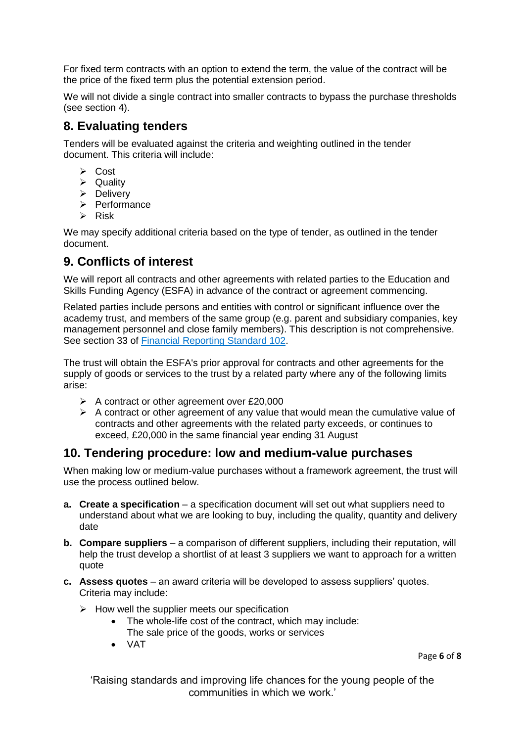For fixed term contracts with an option to extend the term, the value of the contract will be the price of the fixed term plus the potential extension period.

We will not divide a single contract into smaller contracts to bypass the purchase thresholds (see section 4).

## 8. Evaluating tenders

Tenders will be evaluated against the criteria and weighting outlined in the tender document. This criteria will include:

- Cost
- Quality
- Delivery
- Performance
- Risk

We may specify additional criteria based on the type of tender, as outlined in the tender document.

## 9. Conflicts of interest

We will report all contracts and other agreements with related parties to the Education and Skills Funding Agency (ESFA) in advance of the contract or agreement commencing.

Related parties include persons and entities with control or significant influence over the academy trust, and members of the same group (e.g. parent and subsidiary companies, key management personnel and close family members). This description is not comprehensive. See section 33 of [Financial Reporting Standard 102](#).

The trust will obtain the ESFA's prior approval for contracts and other agreements for the supply of goods or services to the trust by a related party where any of the following limits arise:

- A contract or other agreement over £20,000
- A contract or other agreement of any value that would mean the cumulative value of contracts and other agreements with the related party exceeds, or continues to exceed, £20,000 in the same financial year ending 31 August

## 10. Tendering procedure: low and medium-value purchases

When making low or medium-value purchases without a framework agreement, the trust will use the process outlined below.

**a. Create a specification** – a specification document will set out what suppliers need to understand about what we are looking to buy, including the quality, quantity and delivery date

**b. Compare suppliers** – a comparison of different suppliers, including their reputation, will help the trust develop a shortlist of at least 3 suppliers we want to approach for a written quote

**c. Assess quotes** – an award criteria will be developed to assess suppliers' quotes. Criteria may include:

- How well the supplier meets our specification
  - The whole-life cost of the contract, which may include: The sale price of the goods, works or services
  - VAT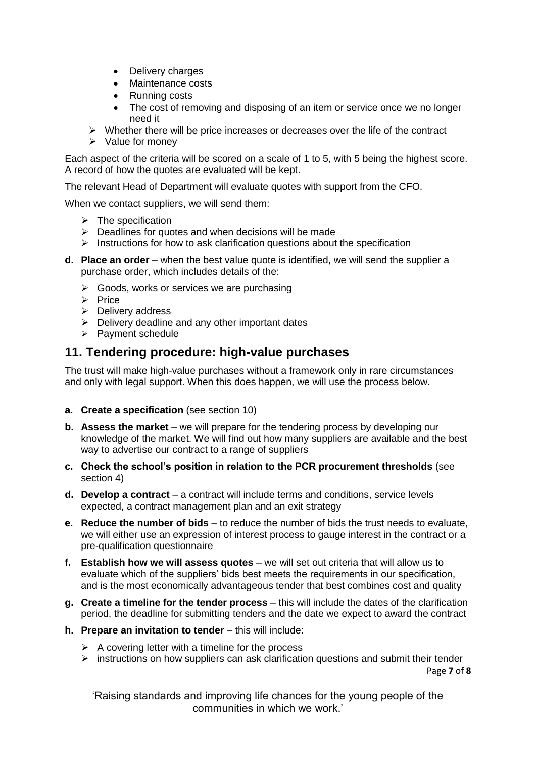- Delivery charges
- Maintenance costs
- Running costs
- The cost of removing and disposing of an item or service once we no longer need it

- Whether there will be price increases or decreases over the life of the contract
- Value for money

Each aspect of the criteria will be scored on a scale of 1 to 5, with 5 being the highest score. A record of how the quotes are evaluated will be kept.

The relevant Head of Department will evaluate quotes with support from the CFO.

When we contact suppliers, we will send them:

- The specification
- Deadlines for quotes and when decisions will be made
- Instructions for how to ask clarification questions about the specification

**d. Place an order** – when the best value quote is identified, we will send the supplier a purchase order, which includes details of the:

- Goods, works or services we are purchasing
- Price
- Delivery address
- Delivery deadline and any other important dates
- Payment schedule

## 11. Tendering procedure: high-value purchases

The trust will make high-value purchases without a framework only in rare circumstances and only with legal support. When this does happen, we will use the process below.

**a. Create a specification** (see section 10)

**b. Assess the market** – we will prepare for the tendering process by developing our knowledge of the market. We will find out how many suppliers are available and the best way to advertise our contract to a range of suppliers

**c. Check the school's position in relation to the PCR procurement thresholds** (see section 4)

**d. Develop a contract** – a contract will include terms and conditions, service levels expected, a contract management plan and an exit strategy

**e. Reduce the number of bids** – to reduce the number of bids the trust needs to evaluate, we will either use an expression of interest process to gauge interest in the contract or a pre-qualification questionnaire

**f. Establish how we will assess quotes** – we will set out criteria that will allow us to evaluate which of the suppliers' bids best meets the requirements in our specification, and is the most economically advantageous tender that best combines cost and quality

**g. Create a timeline for the tender process** – this will include the dates of the clarification period, the deadline for submitting tenders and the date we expect to award the contract

**h. Prepare an invitation to tender** – this will include:

- A covering letter with a timeline for the process
- instructions on how suppliers can ask clarification questions and submit their tender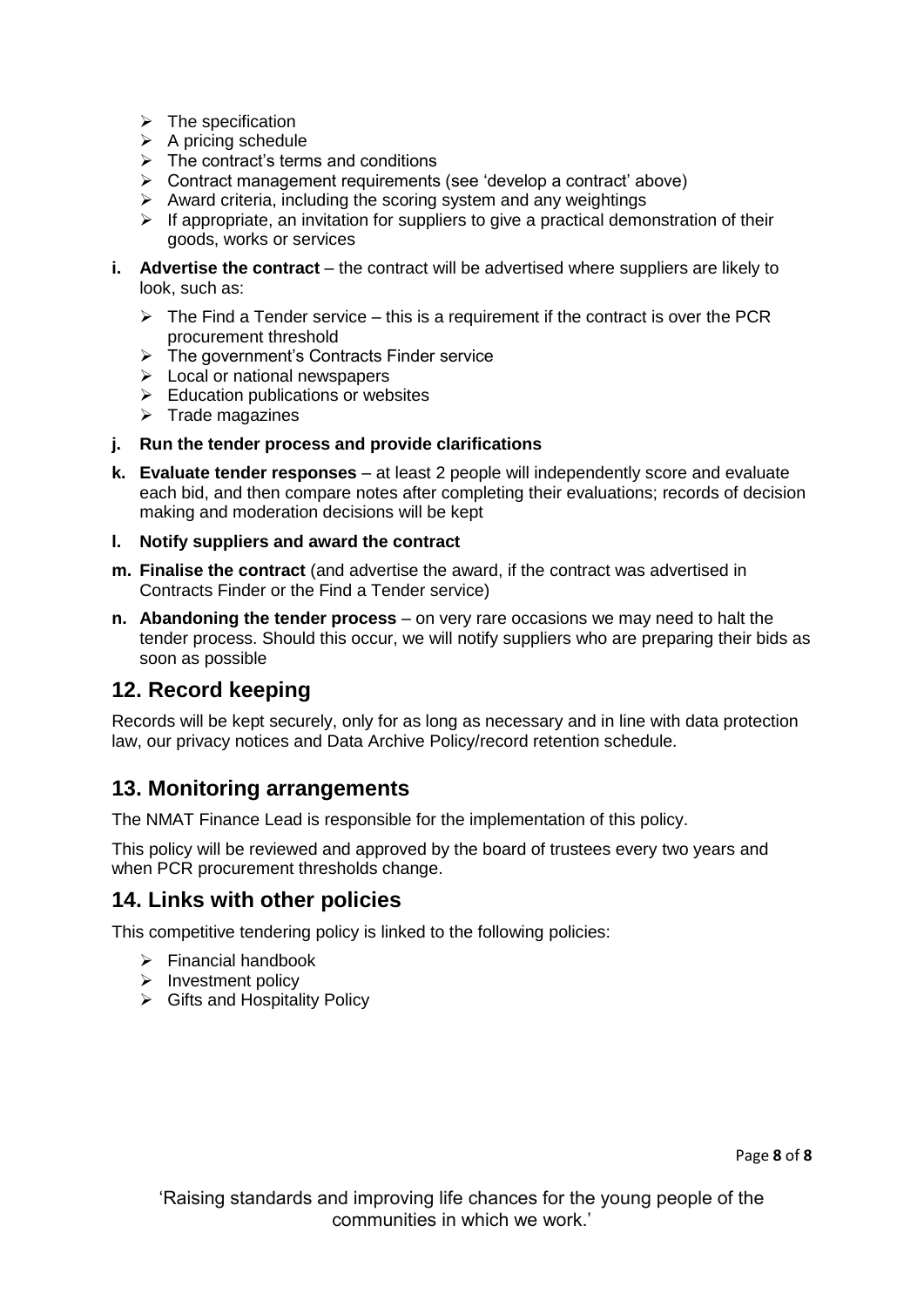- The specification
- A pricing schedule
- The contract's terms and conditions
- Contract management requirements (see 'develop a contract' above)
- Award criteria, including the scoring system and any weightings
- If appropriate, an invitation for suppliers to give a practical demonstration of their goods, works or services

**i. Advertise the contract** – the contract will be advertised where suppliers are likely to look, such as:

- The Find a Tender service – this is a requirement if the contract is over the PCR procurement threshold
- The government's Contracts Finder service
- Local or national newspapers
- Education publications or websites
- Trade magazines

**j. Run the tender process and provide clarifications**

**k. Evaluate tender responses** – at least 2 people will independently score and evaluate each bid, and then compare notes after completing their evaluations; records of decision making and moderation decisions will be kept

**l. Notify suppliers and award the contract**

**m. Finalise the contract** (and advertise the award, if the contract was advertised in Contracts Finder or the Find a Tender service)

**n. Abandoning the tender process** – on very rare occasions we may need to halt the tender process. Should this occur, we will notify suppliers who are preparing their bids as soon as possible

## 12. Record keeping

Records will be kept securely, only for as long as necessary and in line with data protection law, our privacy notices and Data Archive Policy/record retention schedule.

## 13. Monitoring arrangements

The NMAT Finance Lead is responsible for the implementation of this policy.

This policy will be reviewed and approved by the board of trustees every two years and when PCR procurement thresholds change.

## 14. Links with other policies

This competitive tendering policy is linked to the following policies:

- Financial handbook
- Investment policy
- Gifts and Hospitality Policy

'Raising standards and improving life chances for the young people of the communities in which we work.'